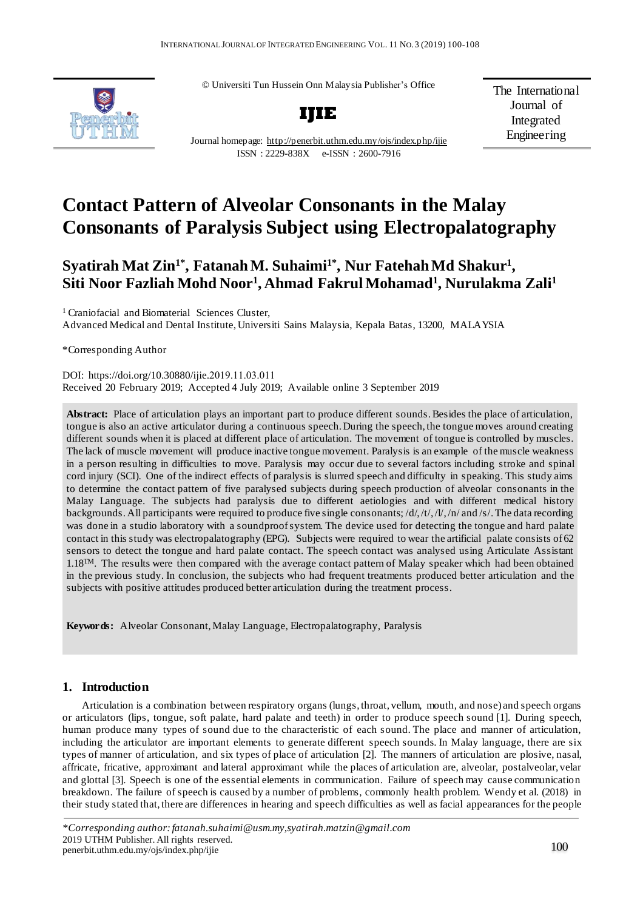© Universiti Tun Hussein Onn Malaysia Publisher's Office

**IJIE**

Journal homepage: http://penerbit.uthm.edu.my/ojs/index.php/ijie

ISSN : 2229-838X e-ISSN : 2600-7916

The International Journal of Integrated Engineering

# Contact Pattern of Alveolar Consonants in the Malay Consonants of Paralysis Subject using Electropalatography

**Syatirah Mat Zin[1*], Fatanah M. Suhaimi[1*], Nur Fatehah Md Shakur[1], Siti Noor Fazliah Mohd Noor[1], Ahmad Fakrul Mohamad[1], Nurulakma Zali[1]**

[1] Craniofacial and Biomaterial Sciences Cluster, Advanced Medical and Dental Institute, Universiti Sains Malaysia, Kepala Batas, 13200, MALAYSIA

*Corresponding Author

DOI: https://doi.org/10.30880/ijie.2019.11.03.011

Received 20 February 2019; Accepted 4 July 2019; Available online 3 September 2019

**Abstract:** Place of articulation plays an important part to produce different sounds. Besides the place of articulation, tongue is also an active articulator during a continuous speech. During the speech, the tongue moves around creating different sounds when it is placed at different place of articulation. The movement of tongue is controlled by muscles. The lack of muscle movement will produce inactive tongue movement. Paralysis is an example of the muscle weakness in a person resulting in difficulties to move. Paralysis may occur due to several factors including stroke and spinal cord injury (SCI). One of the indirect effects of paralysis is slurred speech and difficulty in speaking. This study aims to determine the contact pattern of five paralysed subjects during speech production of alveolar consonants in the Malay Language. The subjects had paralysis due to different aetiologies and with different medical history backgrounds. All participants were required to produce five single consonants; /d/, /t/, /l/, /n/ and /s/. The data recording was done in a studio laboratory with a soundproof system. The device used for detecting the tongue and hard palate contact in this study was electropalatography (EPG). Subjects were required to wear the artificial palate consists of 62 sensors to detect the tongue and hard palate contact. The speech contact was analysed using Articulate Assistant 1.18™. The results were then compared with the average contact pattern of Malay speaker which had been obtained in the previous study. In conclusion, the subjects who had frequent treatments produced better articulation and the subjects with positive attitudes produced better articulation during the treatment process.

**Keywords:** Alveolar Consonant, Malay Language, Electropalatography, Paralysis

## 1. Introduction

Articulation is a combination between respiratory organs (lungs, throat, vellum, mouth, and nose) and speech organs or articulators (lips, tongue, soft palate, hard palate and teeth) in order to produce speech sound [1]. During speech, human produce many types of sound due to the characteristic of each sound. The place and manner of articulation, including the articulator are important elements to generate different speech sounds. In Malay language, there are six types of manner of articulation, and six types of place of articulation [2]. The manners of articulation are plosive, nasal, affricate, fricative, approximant and lateral approximant while the places of articulation are, alveolar, postalveolar, velar and glottal [3]. Speech is one of the essential elements in communication. Failure of speech may cause communication breakdown. The failure of speech is caused by a number of problems, commonly health problem. Wendy et al. (2018) in their study stated that, there are differences in hearing and speech difficulties as well as facial appearances for the people

---

*\*Corresponding author: fatanah.suhaimi@usm.my, syatirah.matzin@gmail.com*
2019 UTHM Publisher. All rights reserved.
penerbit.uthm.edu.my/ojs/index.php/ijie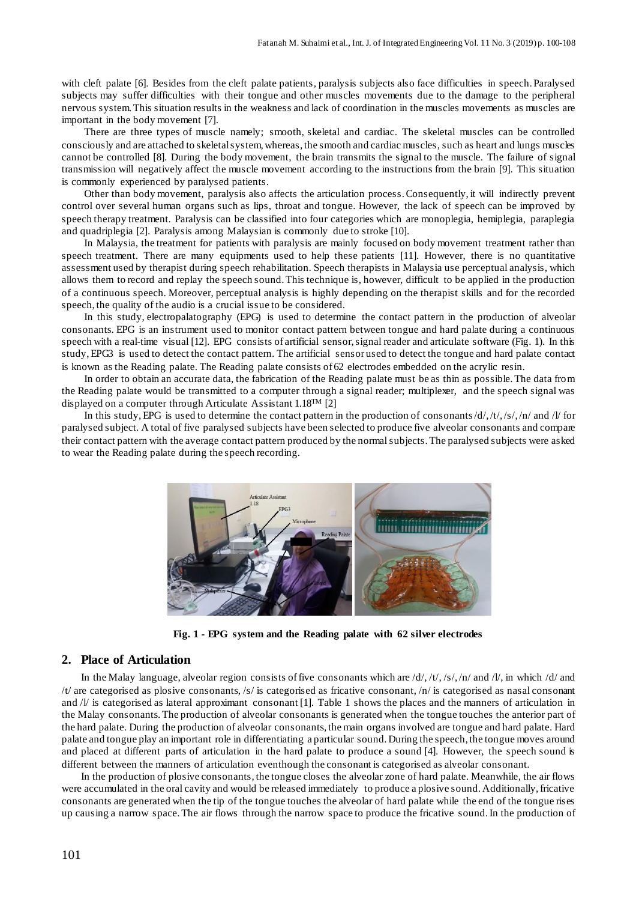with cleft palate [6]. Besides from the cleft palate patients, paralysis subjects also face difficulties in speech. Paralysed subjects may suffer difficulties with their tongue and other muscles movements due to the damage to the peripheral nervous system. This situation results in the weakness and lack of coordination in the muscles movements as muscles are important in the body movement [7].

There are three types of muscle namely; smooth, skeletal and cardiac. The skeletal muscles can be controlled consciously and are attached to skeletal system, whereas, the smooth and cardiac muscles, such as heart and lungs muscles cannot be controlled [8]. During the body movement, the brain transmits the signal to the muscle. The failure of signal transmission will negatively affect the muscle movement according to the instructions from the brain [9]. This situation is commonly experienced by paralysed patients.

Other than body movement, paralysis also affects the articulation process. Consequently, it will indirectly prevent control over several human organs such as lips, throat and tongue. However, the lack of speech can be improved by speech therapy treatment. Paralysis can be classified into four categories which are monoplegia, hemiplegia, paraplegia and quadriplegia [2]. Paralysis among Malaysian is commonly due to stroke [10].

In Malaysia, the treatment for patients with paralysis are mainly focused on body movement treatment rather than speech treatment. There are many equipments used to help these patients [11]. However, there is no quantitative assessment used by therapist during speech rehabilitation. Speech therapists in Malaysia use perceptual analysis, which allows them to record and replay the speech sound. This technique is, however, difficult to be applied in the production of a continuous speech. Moreover, perceptual analysis is highly depending on the therapist skills and for the recorded speech, the quality of the audio is a crucial issue to be considered.

In this study, electropalatography (EPG) is used to determine the contact pattern in the production of alveolar consonants. EPG is an instrument used to monitor contact pattern between tongue and hard palate during a continuous speech with a real-time visual [12]. EPG consists of artificial sensor, signal reader and articulate software (Fig. 1). In this study, EPG3 is used to detect the contact pattern. The artificial sensor used to detect the tongue and hard palate contact is known as the Reading palate. The Reading palate consists of 62 electrodes embedded on the acrylic resin.

In order to obtain an accurate data, the fabrication of the Reading palate must be as thin as possible. The data from the Reading palate would be transmitted to a computer through a signal reader; multiplexer, and the speech signal was displayed on a computer through Articulate Assistant 1.18™ [2]

In this study, EPG is used to determine the contact pattern in the production of consonants /d/, /t/, /s/, /n/ and /l/ for paralysed subject. A total of five paralysed subjects have been selected to produce five alveolar consonants and compare their contact pattern with the average contact pattern produced by the normal subjects. The paralysed subjects were asked to wear the Reading palate during the speech recording.

**Fig. 1 - EPG system and the Reading palate with 62 silver electrodes**

## 2. Place of Articulation

In the Malay language, alveolar region consists of five consonants which are /d/, /t/, /s/, /n/ and /l/, in which /d/ and /t/ are categorised as plosive consonants, /s/ is categorised as fricative consonant, /n/ is categorised as nasal consonant and /l/ is categorised as lateral approximant consonant [1]. Table 1 shows the places and the manners of articulation in the Malay consonants. The production of alveolar consonants is generated when the tongue touches the anterior part of the hard palate. During the production of alveolar consonants, the main organs involved are tongue and hard palate. Hard palate and tongue play an important role in differentiating a particular sound. During the speech, the tongue moves around and placed at different parts of articulation in the hard palate to produce a sound [4]. However, the speech sound is different between the manners of articulation eventhough the consonant is categorised as alveolar consonant.

In the production of plosive consonants, the tongue closes the alveolar zone of hard palate. Meanwhile, the air flows were accumulated in the oral cavity and would be released immediately to produce a plosive sound. Additionally, fricative consonants are generated when the tip of the tongue touches the alveolar of hard palate while the end of the tongue rises up causing a narrow space. The air flows through the narrow space to produce the fricative sound. In the production of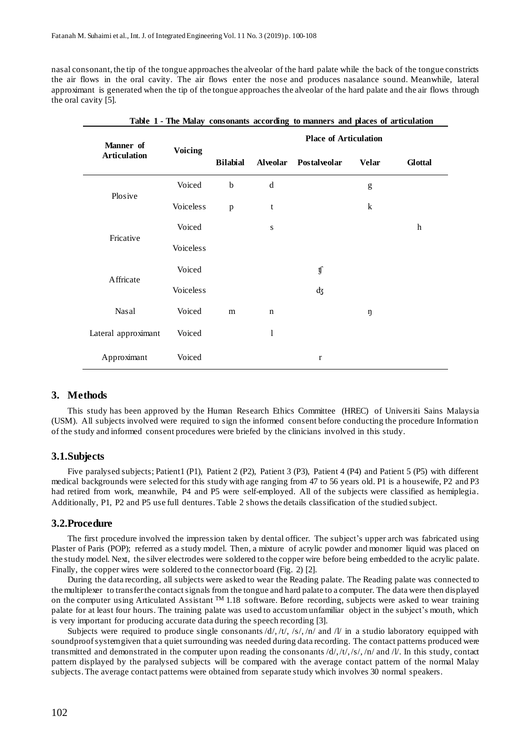nasal consonant, the tip of the tongue approaches the alveolar of the hard palate while the back of the tongue constricts the air flows in the oral cavity. The air flows enter the nose and produces nasalance sound. Meanwhile, lateral approximant is generated when the tip of the tongue approaches the alveolar of the hard palate and the air flows through the oral cavity [5].

**Table 1 - The Malay consonants according to manners and places of articulation**

| Manner of Articulation | Voicing | Place of Articulation | | | | |
|---|---|---|---|---|---|---|
| | | **Bilabial** | **Alveolar** | **Postalveolar** | **Velar** | **Glottal** |
| Plosive | Voiced | b | d | | g | |
| | Voiceless | p | t | | k | |
| Fricative | Voiced | | s | | | h |
| | Voiceless | | | | | |
| Affricate | Voiced | | | ʧ | | |
| | Voiceless | | | ʤ | | |
| Nasal | Voiced | m | n | | ŋ | |
| Lateral approximant | Voiced | | l | | | |
| Approximant | Voiced | | | r | | |

## 3. Methods

This study has been approved by the Human Research Ethics Committee (HREC) of Universiti Sains Malaysia (USM). All subjects involved were required to sign the informed consent before conducting the procedure Information of the study and informed consent procedures were briefed by the clinicians involved in this study.

### 3.1. Subjects

Five paralysed subjects; Patient1 (P1), Patient 2 (P2), Patient 3 (P3), Patient 4 (P4) and Patient 5 (P5) with different medical backgrounds were selected for this study with age ranging from 47 to 56 years old. P1 is a housewife, P2 and P3 had retired from work, meanwhile, P4 and P5 were self-employed. All of the subjects were classified as hemiplegia. Additionally, P1, P2 and P5 use full dentures. Table 2 shows the details classification of the studied subject.

### 3.2. Procedure

The first procedure involved the impression taken by dental officer. The subject's upper arch was fabricated using Plaster of Paris (POP); referred as a study model. Then, a mixture of acrylic powder and monomer liquid was placed on the study model. Next, the silver electrodes were soldered to the copper wire before being embedded to the acrylic palate. Finally, the copper wires were soldered to the connector board (Fig. 2) [2].

During the data recording, all subjects were asked to wear the Reading palate. The Reading palate was connected to the multiplexer to transfer the contact signals from the tongue and hard palate to a computer. The data were then displayed on the computer using Articulated Assistant ™ 1.18 software. Before recording, subjects were asked to wear training palate for at least four hours. The training palate was used to accustom unfamiliar object in the subject's mouth, which is very important for producing accurate data during the speech recording [3].

Subjects were required to produce single consonants /d/, /t/, /s/, /n/ and /l/ in a studio laboratory equipped with soundproof system given that a quiet surrounding was needed during data recording. The contact patterns produced were transmitted and demonstrated in the computer upon reading the consonants /d/, /t/, /s/, /n/ and /l/. In this study, contact pattern displayed by the paralysed subjects will be compared with the average contact pattern of the normal Malay subjects. The average contact patterns were obtained from separate study which involves 30 normal speakers.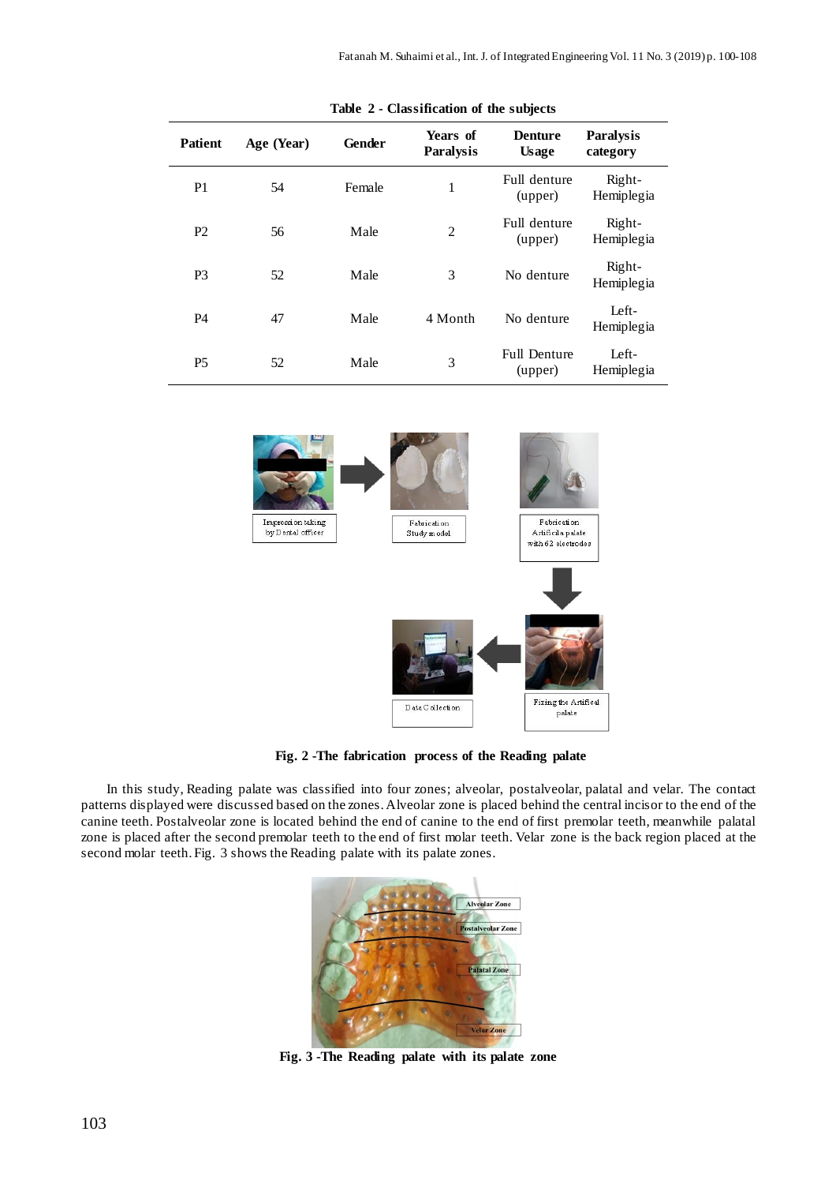**Table 2 - Classification of the subjects**

| Patient | Age (Year) | Gender | Years of Paralysis | Denture Usage | Paralysis category |
|---|---|---|---|---|---|
| P1 | 54 | Female | 1 | Full denture (upper) | Right-Hemiplegia |
| P2 | 56 | Male | 2 | Full denture (upper) | Right-Hemiplegia |
| P3 | 52 | Male | 3 | No denture | Right-Hemiplegia |
| P4 | 47 | Male | 4 Month | No denture | Left-Hemiplegia |
| P5 | 52 | Male | 3 | Full Denture (upper) | Left-Hemiplegia |

**Fig. 2 -The fabrication process of the Reading palate**

In this study, Reading palate was classified into four zones; alveolar, postalveolar, palatal and velar. The contact patterns displayed were discussed based on the zones. Alveolar zone is placed behind the central incisor to the end of the canine teeth. Postalveolar zone is located behind the end of canine to the end of first premolar teeth, meanwhile palatal zone is placed after the second premolar teeth to the end of first molar teeth. Velar zone is the back region placed at the second molar teeth. Fig. 3 shows the Reading palate with its palate zones.

**Fig. 3 -The Reading palate with its palate zone**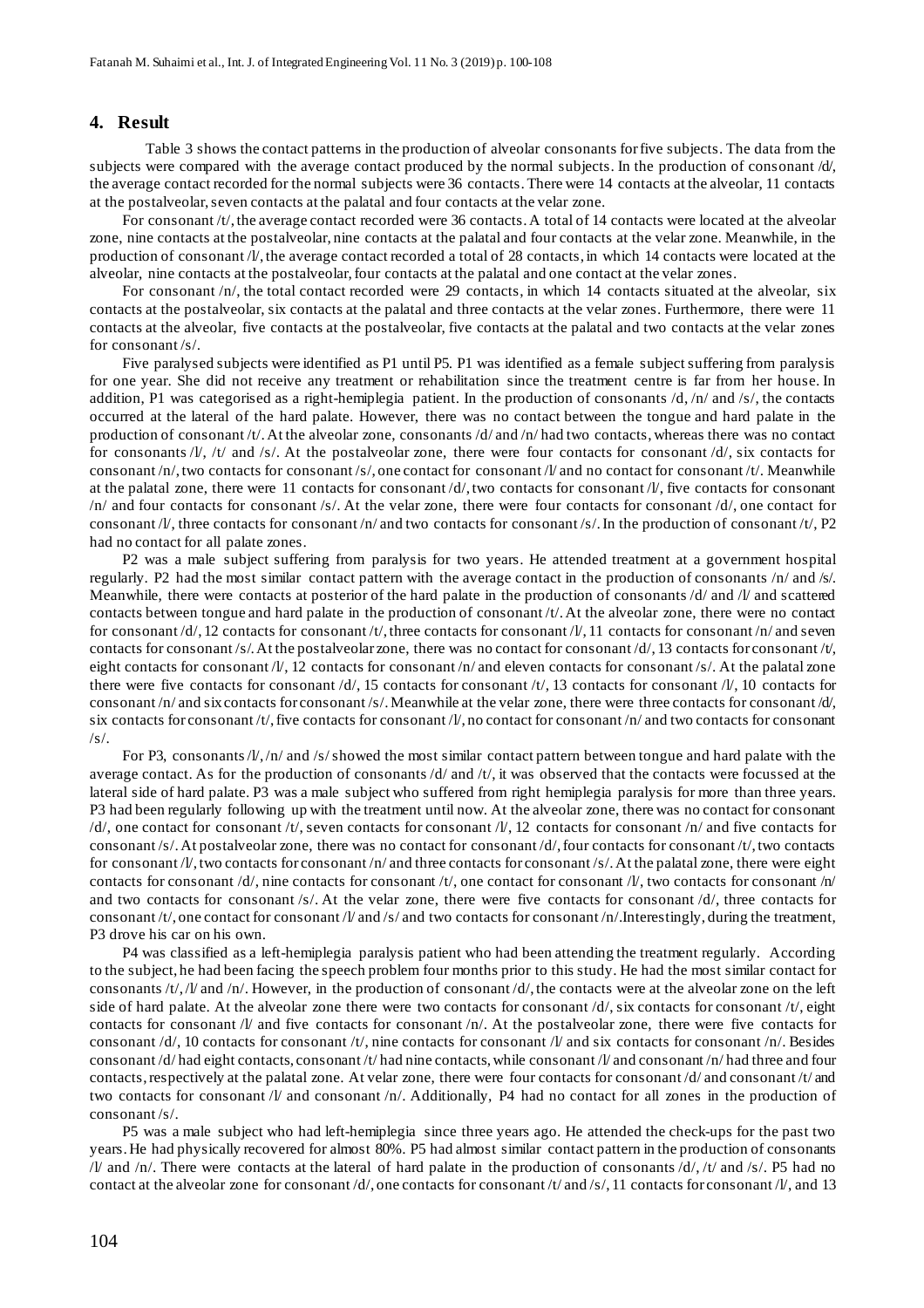## 4. Result

Table 3 shows the contact patterns in the production of alveolar consonants for five subjects. The data from the subjects were compared with the average contact produced by the normal subjects. In the production of consonant /d/, the average contact recorded for the normal subjects were 36 contacts. There were 14 contacts at the alveolar, 11 contacts at the postalveolar, seven contacts at the palatal and four contacts at the velar zone.

For consonant /t/, the average contact recorded were 36 contacts. A total of 14 contacts were located at the alveolar zone, nine contacts at the postalveolar, nine contacts at the palatal and four contacts at the velar zone. Meanwhile, in the production of consonant /l/, the average contact recorded a total of 28 contacts, in which 14 contacts were located at the alveolar, nine contacts at the postalveolar, four contacts at the palatal and one contact at the velar zones.

For consonant /n/, the total contact recorded were 29 contacts, in which 14 contacts situated at the alveolar, six contacts at the postalveolar, six contacts at the palatal and three contacts at the velar zones. Furthermore, there were 11 contacts at the alveolar, five contacts at the postalveolar, five contacts at the palatal and two contacts at the velar zones for consonant /s/.

Five paralysed subjects were identified as P1 until P5. P1 was identified as a female subject suffering from paralysis for one year. She did not receive any treatment or rehabilitation since the treatment centre is far from her house. In addition, P1 was categorised as a right-hemiplegia patient. In the production of consonants /d, /n/ and /s/, the contacts occurred at the lateral of the hard palate. However, there was no contact between the tongue and hard palate in the production of consonant /t/. At the alveolar zone, consonants /d/ and /n/ had two contacts, whereas there was no contact for consonants /l/, /t/ and /s/. At the postalveolar zone, there were four contacts for consonant /d/, six contacts for consonant /n/, two contacts for consonant /s/, one contact for consonant /l/ and no contact for consonant /t/. Meanwhile at the palatal zone, there were 11 contacts for consonant /d/, two contacts for consonant /l/, five contacts for consonant /n/ and four contacts for consonant /s/. At the velar zone, there were four contacts for consonant /d/, one contact for consonant /l/, three contacts for consonant /n/ and two contacts for consonant /s/. In the production of consonant /t/, P2 had no contact for all palate zones.

P2 was a male subject suffering from paralysis for two years. He attended treatment at a government hospital regularly. P2 had the most similar contact pattern with the average contact in the production of consonants /n/ and /s/. Meanwhile, there were contacts at posterior of the hard palate in the production of consonants /d/ and /l/ and scattered contacts between tongue and hard palate in the production of consonant /t/. At the alveolar zone, there were no contact for consonant /d/, 12 contacts for consonant /t/, three contacts for consonant /l/, 11 contacts for consonant /n/ and seven contacts for consonant /s/. At the postalveolar zone, there was no contact for consonant /d/, 13 contacts for consonant /t/, eight contacts for consonant /l/, 12 contacts for consonant /n/ and eleven contacts for consonant /s/. At the palatal zone there were five contacts for consonant /d/, 15 contacts for consonant /t/, 13 contacts for consonant /l/, 10 contacts for consonant /n/ and six contacts for consonant /s/. Meanwhile at the velar zone, there were three contacts for consonant /d/, six contacts for consonant /t/, five contacts for consonant /l/, no contact for consonant /n/ and two contacts for consonant /s/.

For P3, consonants /l/, /n/ and /s/ showed the most similar contact pattern between tongue and hard palate with the average contact. As for the production of consonants /d/ and /t/, it was observed that the contacts were focussed at the lateral side of hard palate. P3 was a male subject who suffered from right hemiplegia paralysis for more than three years. P3 had been regularly following up with the treatment until now. At the alveolar zone, there was no contact for consonant /d/, one contact for consonant /t/, seven contacts for consonant /l/, 12 contacts for consonant /n/ and five contacts for consonant /s/. At postalveolar zone, there was no contact for consonant /d/, four contacts for consonant /t/, two contacts for consonant /l/, two contacts for consonant /n/ and three contacts for consonant /s/. At the palatal zone, there were eight contacts for consonant /d/, nine contacts for consonant /t/, one contact for consonant /l/, two contacts for consonant /n/ and two contacts for consonant /s/. At the velar zone, there were five contacts for consonant /d/, three contacts for consonant /t/, one contact for consonant /l/ and /s/ and two contacts for consonant /n/.Interestingly, during the treatment, P3 drove his car on his own.

P4 was classified as a left-hemiplegia paralysis patient who had been attending the treatment regularly. According to the subject, he had been facing the speech problem four months prior to this study. He had the most similar contact for consonants /t/, /l/ and /n/. However, in the production of consonant /d/, the contacts were at the alveolar zone on the left side of hard palate. At the alveolar zone there were two contacts for consonant /d/, six contacts for consonant /t/, eight contacts for consonant /l/ and five contacts for consonant /n/. At the postalveolar zone, there were five contacts for consonant /d/, 10 contacts for consonant /t/, nine contacts for consonant /l/ and six contacts for consonant /n/. Besides consonant /d/ had eight contacts, consonant /t/ had nine contacts, while consonant /l/ and consonant /n/ had three and four contacts, respectively at the palatal zone. At velar zone, there were four contacts for consonant /d/ and consonant /t/ and two contacts for consonant /l/ and consonant /n/. Additionally, P4 had no contact for all zones in the production of consonant /s/.

P5 was a male subject who had left-hemiplegia since three years ago. He attended the check-ups for the past two years. He had physically recovered for almost 80%. P5 had almost similar contact pattern in the production of consonants /l/ and /n/. There were contacts at the lateral of hard palate in the production of consonants /d/, /t/ and /s/. P5 had no contact at the alveolar zone for consonant /d/, one contacts for consonant /t/ and /s/, 11 contacts for consonant /l/, and 13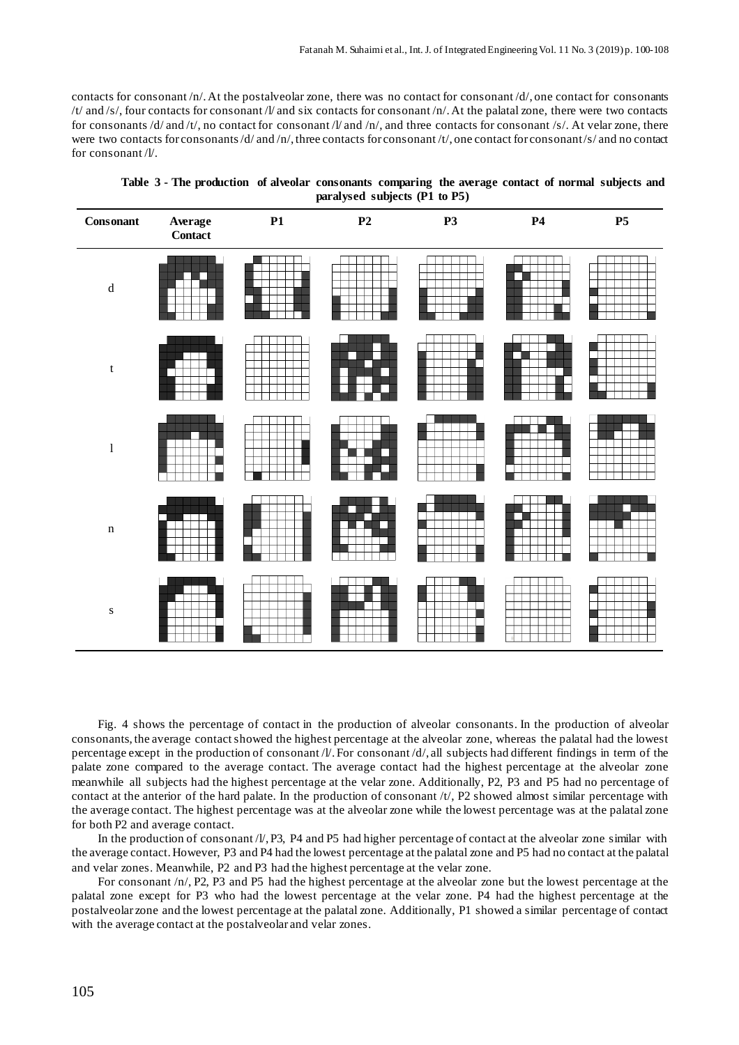contacts for consonant /n/. At the postalveolar zone, there was no contact for consonant /d/, one contact for consonants /t/ and /s/, four contacts for consonant /l/ and six contacts for consonant /n/. At the palatal zone, there were two contacts for consonants /d/ and /t/, no contact for consonant /l/ and /n/, and three contacts for consonant /s/. At velar zone, there were two contacts for consonants /d/ and /n/, three contacts for consonant /t/, one contact for consonant /s/ and no contact for consonant /l/.

**Table 3 - The production of alveolar consonants comparing the average contact of normal subjects and paralysed subjects (P1 to P5)**

| Consonant | Average Contact | P1 | P2 | P3 | P4 | P5 |
|---|---|---|---|---|---|---|
| d | | | | | | |
| t | | | | | | |
| l | | | | | | |
| n | | | | | | |
| s | | | | | | |

Fig. 4 shows the percentage of contact in the production of alveolar consonants. In the production of alveolar consonants, the average contact showed the highest percentage at the alveolar zone, whereas the palatal had the lowest percentage except in the production of consonant /l/. For consonant /d/, all subjects had different findings in term of the palate zone compared to the average contact. The average contact had the highest percentage at the alveolar zone meanwhile all subjects had the highest percentage at the velar zone. Additionally, P2, P3 and P5 had no percentage of contact at the anterior of the hard palate. In the production of consonant /t/, P2 showed almost similar percentage with the average contact. The highest percentage was at the alveolar zone while the lowest percentage was at the palatal zone for both P2 and average contact.

In the production of consonant /l/, P3, P4 and P5 had higher percentage of contact at the alveolar zone similar with the average contact. However, P3 and P4 had the lowest percentage at the palatal zone and P5 had no contact at the palatal and velar zones. Meanwhile, P2 and P3 had the highest percentage at the velar zone.

For consonant /n/, P2, P3 and P5 had the highest percentage at the alveolar zone but the lowest percentage at the palatal zone except for P3 who had the lowest percentage at the velar zone. P4 had the highest percentage at the postalveolar zone and the lowest percentage at the palatal zone. Additionally, P1 showed a similar percentage of contact with the average contact at the postalveolar and velar zones.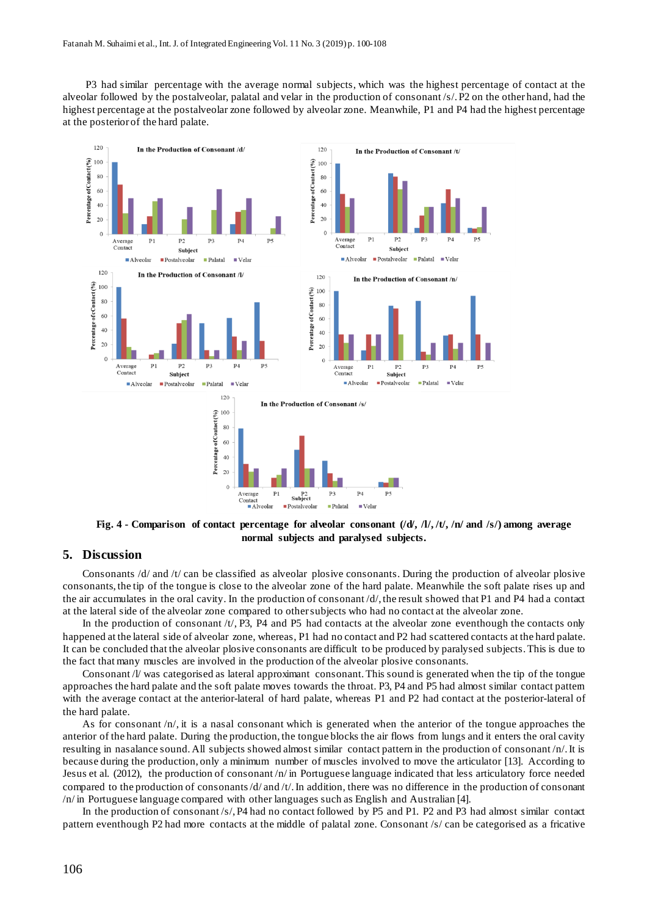P3 had similar percentage with the average normal subjects, which was the highest percentage of contact at the alveolar followed by the postalveolar, palatal and velar in the production of consonant /s/. P2 on the other hand, had the highest percentage at the postalveolar zone followed by alveolar zone. Meanwhile, P1 and P4 had the highest percentage at the posterior of the hard palate.

**Fig. 4 - Comparison of contact percentage for alveolar consonant (/d/, /l/, /t/, /n/ and /s/) among average normal subjects and paralysed subjects.**

## 5. Discussion

Consonants /d/ and /t/ can be classified as alveolar plosive consonants. During the production of alveolar plosive consonants, the tip of the tongue is close to the alveolar zone of the hard palate. Meanwhile the soft palate rises up and the air accumulates in the oral cavity. In the production of consonant /d/, the result showed that P1 and P4 had a contact at the lateral side of the alveolar zone compared to other subjects who had no contact at the alveolar zone.

In the production of consonant /t/, P3, P4 and P5 had contacts at the alveolar zone eventhough the contacts only happened at the lateral side of alveolar zone, whereas, P1 had no contact and P2 had scattered contacts at the hard palate. It can be concluded that the alveolar plosive consonants are difficult to be produced by paralysed subjects. This is due to the fact that many muscles are involved in the production of the alveolar plosive consonants.

Consonant /l/ was categorised as lateral approximant consonant. This sound is generated when the tip of the tongue approaches the hard palate and the soft palate moves towards the throat. P3, P4 and P5 had almost similar contact pattern with the average contact at the anterior-lateral of hard palate, whereas P1 and P2 had contact at the posterior-lateral of the hard palate.

As for consonant /n/, it is a nasal consonant which is generated when the anterior of the tongue approaches the anterior of the hard palate. During the production, the tongue blocks the air flows from lungs and it enters the oral cavity resulting in nasalance sound. All subjects showed almost similar contact pattern in the production of consonant /n/. It is because during the production, only a minimum number of muscles involved to move the articulator [13]. According to Jesus et al. (2012), the production of consonant /n/ in Portuguese language indicated that less articulatory force needed compared to the production of consonants /d/ and /t/. In addition, there was no difference in the production of consonant /n/ in Portuguese language compared with other languages such as English and Australian [4].

In the production of consonant /s/, P4 had no contact followed by P5 and P1. P2 and P3 had almost similar contact pattern eventhough P2 had more contacts at the middle of palatal zone. Consonant /s/ can be categorised as a fricative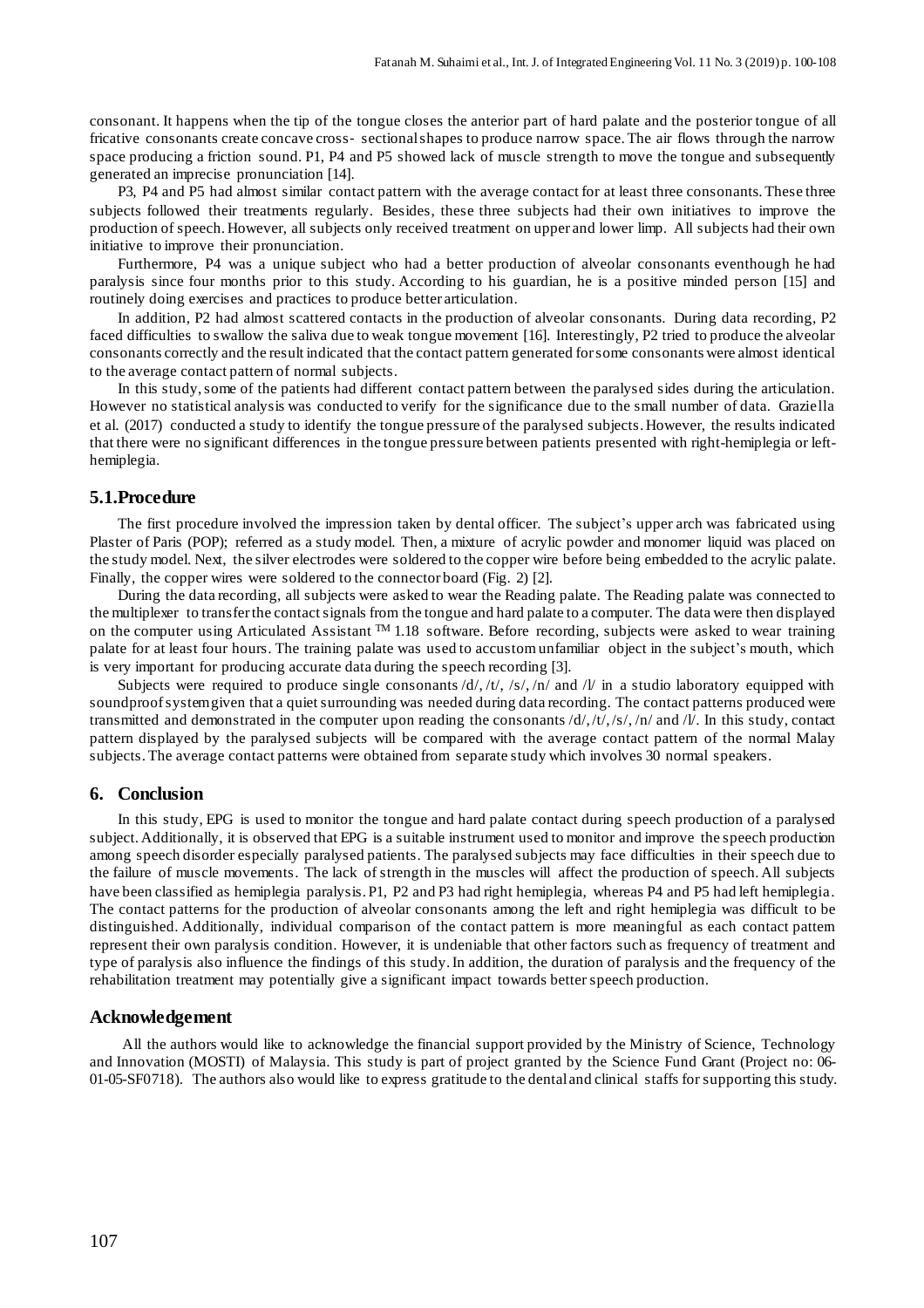consonant. It happens when the tip of the tongue closes the anterior part of hard palate and the posterior tongue of all fricative consonants create concave cross- sectional shapes to produce narrow space. The air flows through the narrow space producing a friction sound. P1, P4 and P5 showed lack of muscle strength to move the tongue and subsequently generated an imprecise pronunciation [14].

P3, P4 and P5 had almost similar contact pattern with the average contact for at least three consonants. These three subjects followed their treatments regularly. Besides, these three subjects had their own initiatives to improve the production of speech. However, all subjects only received treatment on upper and lower limp. All subjects had their own initiative to improve their pronunciation.

Furthermore, P4 was a unique subject who had a better production of alveolar consonants eventhough he had paralysis since four months prior to this study. According to his guardian, he is a positive minded person [15] and routinely doing exercises and practices to produce better articulation.

In addition, P2 had almost scattered contacts in the production of alveolar consonants. During data recording, P2 faced difficulties to swallow the saliva due to weak tongue movement [16]. Interestingly, P2 tried to produce the alveolar consonants correctly and the result indicated that the contact pattern generated for some consonants were almost identical to the average contact pattern of normal subjects.

In this study, some of the patients had different contact pattern between the paralysed sides during the articulation. However no statistical analysis was conducted to verify for the significance due to the small number of data. Graziella et al. (2017) conducted a study to identify the tongue pressure of the paralysed subjects. However, the results indicated that there were no significant differences in the tongue pressure between patients presented with right-hemiplegia or left-hemiplegia.

### 5.1. Procedure

The first procedure involved the impression taken by dental officer. The subject's upper arch was fabricated using Plaster of Paris (POP); referred as a study model. Then, a mixture of acrylic powder and monomer liquid was placed on the study model. Next, the silver electrodes were soldered to the copper wire before being embedded to the acrylic palate. Finally, the copper wires were soldered to the connector board (Fig. 2) [2].

During the data recording, all subjects were asked to wear the Reading palate. The Reading palate was connected to the multiplexer to transfer the contact signals from the tongue and hard palate to a computer. The data were then displayed on the computer using Articulated Assistant TM 1.18 software. Before recording, subjects were asked to wear training palate for at least four hours. The training palate was used to accustom unfamiliar object in the subject's mouth, which is very important for producing accurate data during the speech recording [3].

Subjects were required to produce single consonants /d/, /t/, /s/, /n/ and /l/ in a studio laboratory equipped with soundproof system given that a quiet surrounding was needed during data recording. The contact patterns produced were transmitted and demonstrated in the computer upon reading the consonants /d/, /t/, /s/, /n/ and /l/. In this study, contact pattern displayed by the paralysed subjects will be compared with the average contact pattern of the normal Malay subjects. The average contact patterns were obtained from separate study which involves 30 normal speakers.

## 6. Conclusion

In this study, EPG is used to monitor the tongue and hard palate contact during speech production of a paralysed subject. Additionally, it is observed that EPG is a suitable instrument used to monitor and improve the speech production among speech disorder especially paralysed patients. The paralysed subjects may face difficulties in their speech due to the failure of muscle movements. The lack of strength in the muscles will affect the production of speech. All subjects have been classified as hemiplegia paralysis. P1, P2 and P3 had right hemiplegia, whereas P4 and P5 had left hemiplegia. The contact patterns for the production of alveolar consonants among the left and right hemiplegia was difficult to be distinguished. Additionally, individual comparison of the contact pattern is more meaningful as each contact pattern represent their own paralysis condition. However, it is undeniable that other factors such as frequency of treatment and type of paralysis also influence the findings of this study. In addition, the duration of paralysis and the frequency of the rehabilitation treatment may potentially give a significant impact towards better speech production.

## Acknowledgement

All the authors would like to acknowledge the financial support provided by the Ministry of Science, Technology and Innovation (MOSTI) of Malaysia. This study is part of project granted by the Science Fund Grant (Project no: 06-01-05-SF0718). The authors also would like to express gratitude to the dental and clinical staffs for supporting this study.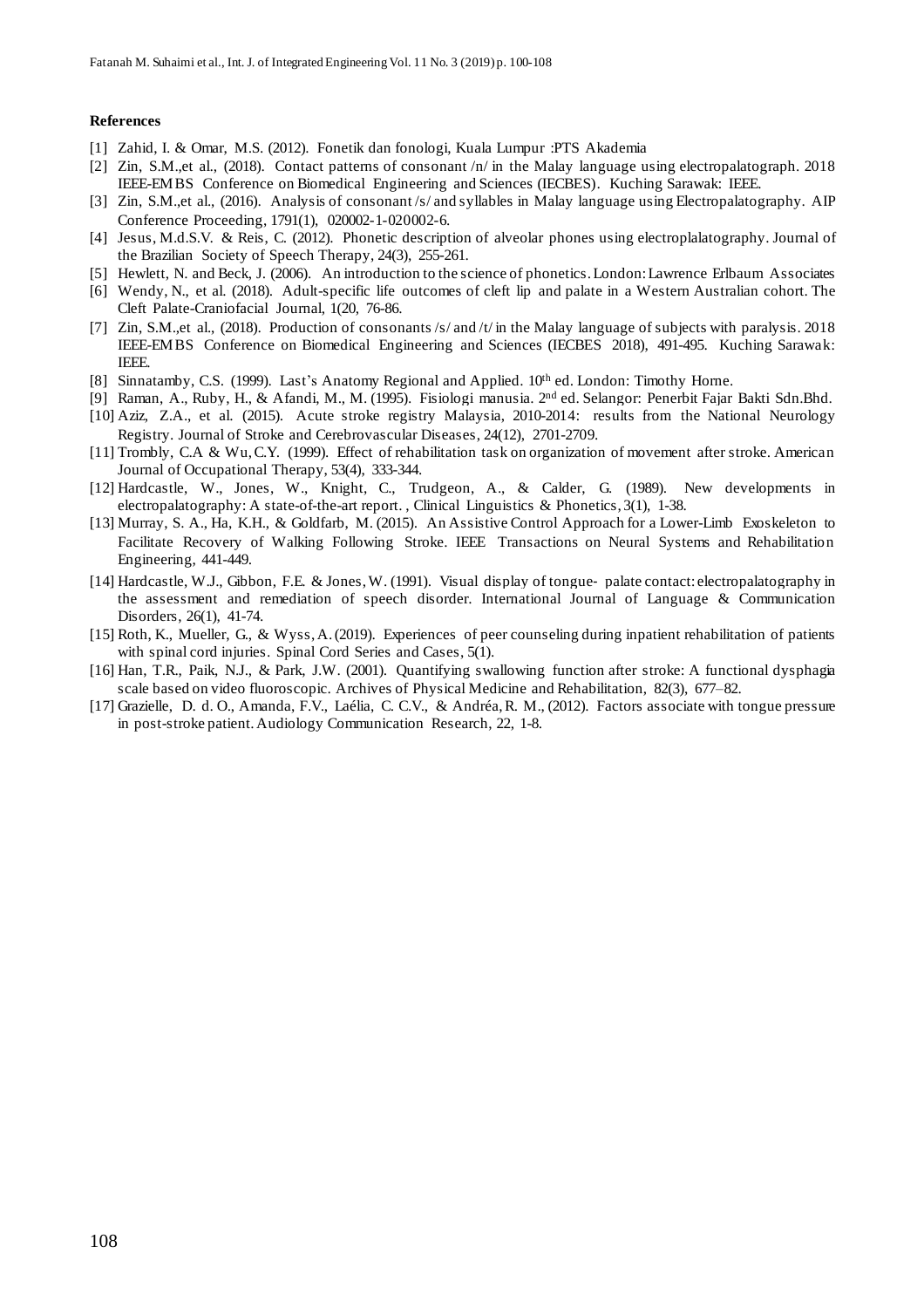**References**

[1] Zahid, I. & Omar, M.S. (2012). Fonetik dan fonologi, Kuala Lumpur :PTS Akademia

[2] Zin, S.M.,et al., (2018). Contact patterns of consonant /n/ in the Malay language using electropalatograph. 2018 IEEE-EMBS Conference on Biomedical Engineering and Sciences (IECBES). Kuching Sarawak: IEEE.

[3] Zin, S.M.,et al., (2016). Analysis of consonant /s/ and syllables in Malay language using Electropalatography. AIP Conference Proceeding, 1791(1), 020002-1-020002-6.

[4] Jesus, M.d.S.V. & Reis, C. (2012). Phonetic description of alveolar phones using electroplalatography. Journal of the Brazilian Society of Speech Therapy, 24(3), 255-261.

[5] Hewlett, N. and Beck, J. (2006). An introduction to the science of phonetics. London: Lawrence Erlbaum Associates

[6] Wendy, N., et al. (2018). Adult-specific life outcomes of cleft lip and palate in a Western Australian cohort. The Cleft Palate-Craniofacial Journal, 1(20, 76-86.

[7] Zin, S.M.,et al., (2018). Production of consonants /s/ and /t/ in the Malay language of subjects with paralysis. 2018 IEEE-EMBS Conference on Biomedical Engineering and Sciences (IECBES 2018), 491-495. Kuching Sarawak: IEEE.

[8] Sinnatamby, C.S. (1999). Last's Anatomy Regional and Applied. 10th ed. London: Timothy Horne.

[9] Raman, A., Ruby, H., & Afandi, M., M. (1995). Fisiologi manusia. 2nd ed. Selangor: Penerbit Fajar Bakti Sdn.Bhd.

[10] Aziz, Z.A., et al. (2015). Acute stroke registry Malaysia, 2010-2014: results from the National Neurology Registry. Journal of Stroke and Cerebrovascular Diseases, 24(12), 2701-2709.

[11] Trombly, C.A & Wu, C.Y. (1999). Effect of rehabilitation task on organization of movement after stroke. American Journal of Occupational Therapy, 53(4), 333-344.

[12] Hardcastle, W., Jones, W., Knight, C., Trudgeon, A., & Calder, G. (1989). New developments in electropalatography: A state-of-the-art report. , Clinical Linguistics & Phonetics, 3(1), 1-38.

[13] Murray, S. A., Ha, K.H., & Goldfarb, M. (2015). An Assistive Control Approach for a Lower-Limb Exoskeleton to Facilitate Recovery of Walking Following Stroke. IEEE Transactions on Neural Systems and Rehabilitation Engineering, 441-449.

[14] Hardcastle, W.J., Gibbon, F.E. & Jones, W. (1991). Visual display of tongue- palate contact: electropalatography in the assessment and remediation of speech disorder. International Journal of Language & Communication Disorders, 26(1), 41-74.

[15] Roth, K., Mueller, G., & Wyss, A. (2019). Experiences of peer counseling during inpatient rehabilitation of patients with spinal cord injuries. Spinal Cord Series and Cases, 5(1).

[16] Han, T.R., Paik, N.J., & Park, J.W. (2001). Quantifying swallowing function after stroke: A functional dysphagia scale based on video fluoroscopic. Archives of Physical Medicine and Rehabilitation, 82(3), 677–82.

[17] Grazielle, D. d. O., Amanda, F.V., Laélia, C. C.V., & Andréa, R. M., (2012). Factors associate with tongue pressure in post-stroke patient. Audiology Communication Research, 22, 1-8.